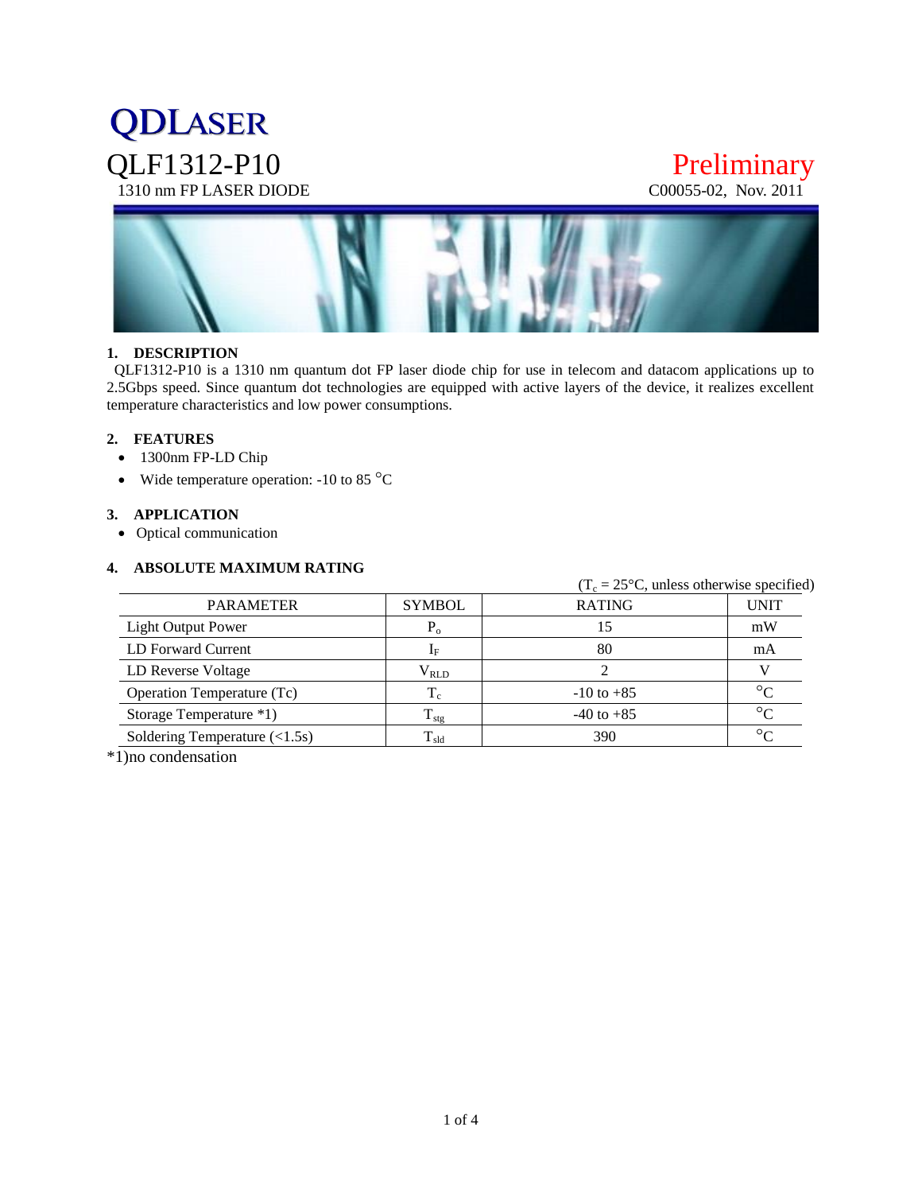# QDLASER

## QLF1312-P10

1310 nm FP LASER DIODE

Preliminary

C00055-02, Nov. 2011

### 1. DESCRIPTION

QLF1312-P10 is a 1310 nm quantum dot FP laser diode chip for use in telecom and datacom applications up to 2.5Gbps speed. Since quantum dot technologies are equipped with active layers of the device, it realizes excellent temperature characteristics and low power consumptions.

### 2. FEATURES

- 1300nm FP-LD Chip
- Wide temperature operation: -10 to 85 °C

### 3. APPLICATION

- Optical communication

### 4. ABSOLUTE MAXIMUM RATING

($T_c$ = 25°C, unless otherwise specified)

| PARAMETER | SYMBOL | RATING | UNIT |
|---|---|---|---|
| Light Output Power | $P_o$ | 15 | mW |
| LD Forward Current | $I_F$ | 80 | mA |
| LD Reverse Voltage | $V_{RLD}$ | 2 | V |
| Operation Temperature (Tc) | $T_c$ | -10 to +85 | °C |
| Storage Temperature *1) | $T_{stg}$ | -40 to +85 | °C |
| Soldering Temperature (<1.5s) | $T_{sld}$ | 390 | °C |

*1)no condensation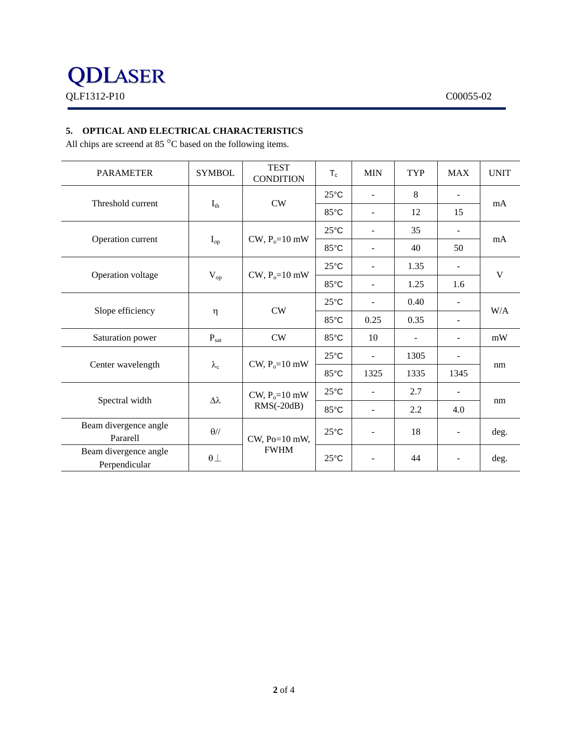## 5. OPTICAL AND ELECTRICAL CHARACTERISTICS

All chips are screend at 85 °C based on the following items.

| PARAMETER | SYMBOL | TEST CONDITION | $T_c$ | MIN | TYP | MAX | UNIT |
|---|---|---|---|---|---|---|---|
| Threshold current | $I_{th}$ | CW | 25°C | - | 8 | - | mA |
| | | | 85°C | - | 12 | 15 | |
| Operation current | $I_{op}$ | CW, $P_o$=10 mW | 25°C | - | 35 | - | mA |
| | | | 85°C | - | 40 | 50 | |
| Operation voltage | $V_{op}$ | CW, $P_o$=10 mW | 25°C | - | 1.35 | - | V |
| | | | 85°C | - | 1.25 | 1.6 | |
| Slope efficiency | $\eta$ | CW | 25°C | - | 0.40 | - | W/A |
| | | | 85°C | 0.25 | 0.35 | - | |
| Saturation power | $P_{sat}$ | CW | 85°C | 10 | - | - | mW |
| Center wavelength | $\lambda_c$ | CW, $P_o$=10 mW | 25°C | - | 1305 | - | nm |
| | | | 85°C | 1325 | 1335 | 1345 | |
| Spectral width | $\Delta\lambda$ | CW, $P_o$=10 mW RMS(-20dB) | 25°C | - | 2.7 | - | nm |
| | | | 85°C | - | 2.2 | 4.0 | |
| Beam divergence angle Pararell | $\theta$// | CW, Po=10 mW, FWHM | 25°C | - | 18 | - | deg. |
| Beam divergence angle Perpendicular | $\theta\perp$ | | 25°C | - | 44 | - | deg. |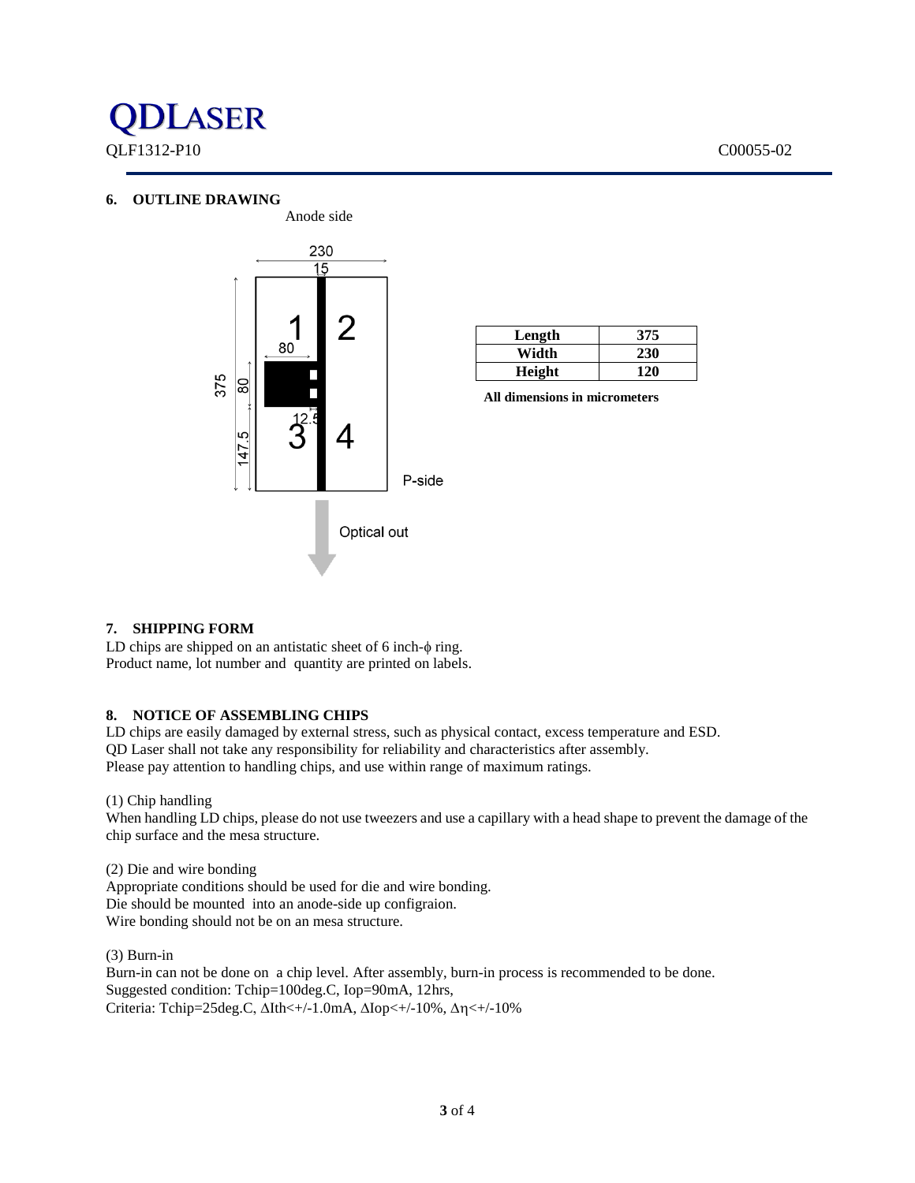## 6. OUTLINE DRAWING

| Length | 375 |
|---|---|
| Width | 230 |
| Height | 120 |

**All dimensions in micrometers**

## 7. SHIPPING FORM

LD chips are shipped on an antistatic sheet of 6 inch-$\phi$ ring.
Product name, lot number and quantity are printed on labels.

## 8. NOTICE OF ASSEMBLING CHIPS

LD chips are easily damaged by external stress, such as physical contact, excess temperature and ESD.
QD Laser shall not take any responsibility for reliability and characteristics after assembly.
Please pay attention to handling chips, and use within range of maximum ratings.

(1) Chip handling
When handling LD chips, please do not use tweezers and use a capillary with a head shape to prevent the damage of the chip surface and the mesa structure.

(2) Die and wire bonding
Appropriate conditions should be used for die and wire bonding.
Die should be mounted into an anode-side up configraion.
Wire bonding should not be on an mesa structure.

(3) Burn-in
Burn-in can not be done on a chip level. After assembly, burn-in process is recommended to be done.
Suggested condition: Tchip=100deg.C, Iop=90mA, 12hrs,
Criteria: Tchip=25deg.C, $\Delta$Ith<+/-1.0mA, $\Delta$Iop<+/-10%, $\Delta\eta$<+/-10%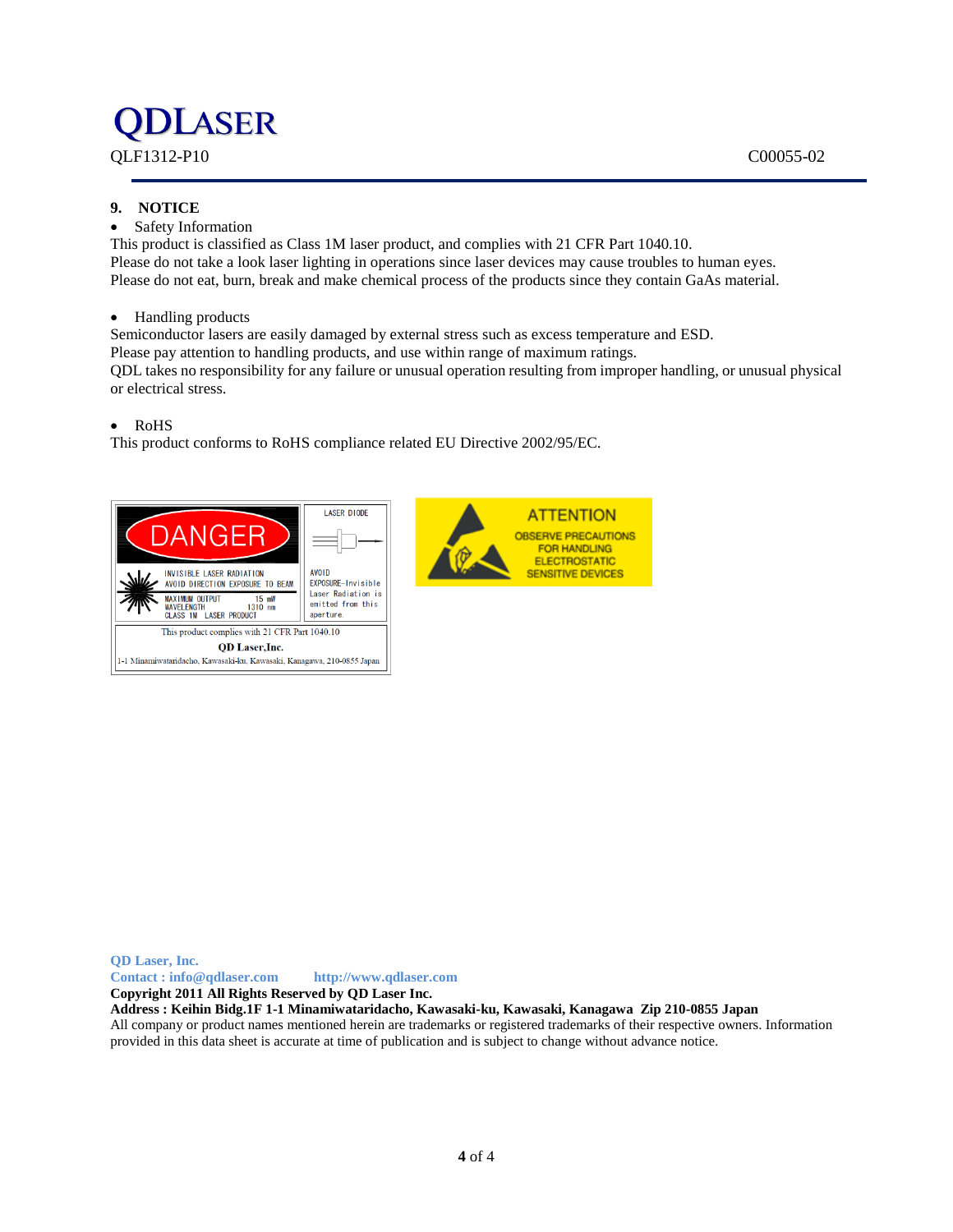## 9. NOTICE

- Safety Information

This product is classified as Class 1M laser product, and complies with 21 CFR Part 1040.10.
Please do not take a look laser lighting in operations since laser devices may cause troubles to human eyes.
Please do not eat, burn, break and make chemical process of the products since they contain GaAs material.

- Handling products

Semiconductor lasers are easily damaged by external stress such as excess temperature and ESD.
Please pay attention to handling products, and use within range of maximum ratings.
QDL takes no responsibility for any failure or unusual operation resulting from improper handling, or unusual physical or electrical stress.

- RoHS

This product conforms to RoHS compliance related EU Directive 2002/95/EC.

DANGER

INVISIBLE LASER RADIATION
AVOID DIRECTION EXPOSURE TO BEAM
MAXIMUM OUTPUT 15 mW
WAVELENGTH 1310 nm
CLASS 1M LASER PRODUCT

LASER DIODE

AVOID
EXPOSURE-Invisible Laser Radiation is emitted from this aperture.

This product complies with 21 CFR Part 1040.10
**QD Laser,Inc.**
1-1 Minamiwataridacho, Kawasaki-ku, Kawasaki, Kanagawa, 210-0855 Japan

ATTENTION
OBSERVE PRECAUTIONS FOR HANDLING ELECTROSTATIC SENSITIVE DEVICES

**QD Laser, Inc.**
**Contact : info@qdlaser.com** **http://www.qdlaser.com**
**Copyright 2011 All Rights Reserved by QD Laser Inc.**
**Address : Keihin Bidg.1F 1-1 Minamiwataridacho, Kawasaki-ku, Kawasaki, Kanagawa Zip 210-0855 Japan**
All company or product names mentioned herein are trademarks or registered trademarks of their respective owners. Information provided in this data sheet is accurate at time of publication and is subject to change without advance notice.